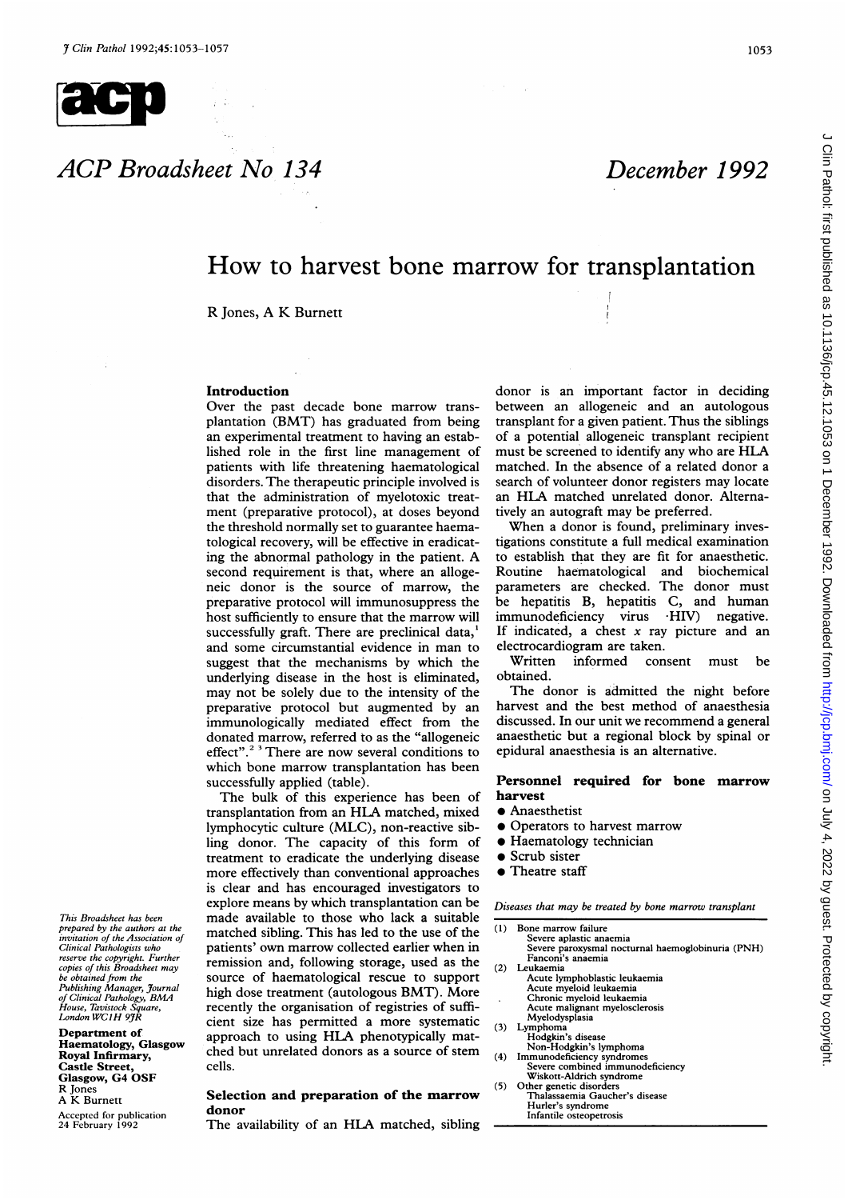# ACP Broadsheet No 134

December 1992

## How to harvest bone marrow for transplantation

R Jones, A K Burnett

*This Broadsheet has been prepared by the authors at the invitation of the Association of Clinical Pathologists who reserve the copyright. Further copies of this Broadsheet may be obtained from the Publishing Manager, Journal of Clinical Pathology, BMA House, Tavistock Square, London WC1H 9JR*

**Department of Haematology, Glasgow Royal Infirmary, Castle Street, Glasgow, G4 0SF**
R Jones
A K Burnett

Accepted for publication 24 February 1992

### Introduction

Over the past decade bone marrow transplantation (BMT) has graduated from being an experimental treatment to having an established role in the first line management of patients with life threatening haematological disorders. The therapeutic principle involved is that the administration of myelotoxic treatment (preparative protocol), at doses beyond the threshold normally set to guarantee haematological recovery, will be effective in eradicating the abnormal pathology in the patient. A second requirement is that, where an allogeneic donor is the source of marrow, the preparative protocol will immunosuppress the host sufficiently to ensure that the marrow will successfully graft. There are preclinical data,[1] and some circumstantial evidence in man to suggest that the mechanisms by which the underlying disease in the host is eliminated, may not be solely due to the intensity of the preparative protocol but augmented by an immunologically mediated effect from the donated marrow, referred to as the "allogeneic effect".[2 3] There are now several conditions to which bone marrow transplantation has been successfully applied (table).

The bulk of this experience has been of transplantation from an HLA matched, mixed lymphocytic culture (MLC), non-reactive sibling donor. The capacity of this form of treatment to eradicate the underlying disease more effectively than conventional approaches is clear and has encouraged investigators to explore means by which transplantation can be made available to those who lack a suitable matched sibling. This has led to the use of the patients' own marrow collected earlier when in remission and, following storage, used as the source of haematological rescue to support high dose treatment (autologous BMT). More recently the organisation of registries of sufficient size has permitted a more systematic approach to using HLA phenotypically matched but unrelated donors as a source of stem cells.

### Selection and preparation of the marrow donor

The availability of an HLA matched, sibling donor is an important factor in deciding between an allogeneic and an autologous transplant for a given patient. Thus the siblings of a potential allogeneic transplant recipient must be screened to identify any who are HLA matched. In the absence of a related donor a search of volunteer donor registers may locate an HLA matched unrelated donor. Alternatively an autograft may be preferred.

When a donor is found, preliminary investigations constitute a full medical examination to establish that they are fit for anaesthetic. Routine haematological and biochemical parameters are checked. The donor must be hepatitis B, hepatitis C, and human immunodeficiency virus (HIV) negative. If indicated, a chest $x$ ray picture and an electrocardiogram are taken.

Written informed consent must be obtained.

The donor is admitted the night before harvest and the best method of anaesthesia discussed. In our unit we recommend a general anaesthetic but a regional block by spinal or epidural anaesthesia is an alternative.

### Personnel required for bone marrow harvest

- Anaesthetist
- Operators to harvest marrow
- Haematology technician
- Scrub sister
- Theatre staff

*Diseases that may be treated by bone marrow transplant*

| | |
|---|---|
| (1) | Bone marrow failure |
| | Severe aplastic anaemia |
| | Severe paroxysmal nocturnal haemoglobinuria (PNH) |
| | Fanconi's anaemia |
| (2) | Leukaemia |
| | Acute lymphoblastic leukaemia |
| | Acute myeloid leukaemia |
| | Chronic myeloid leukaemia |
| | Acute malignant myelosclerosis |
| | Myelodysplasia |
| (3) | Lymphoma |
| | Hodgkin's disease |
| | Non-Hodgkin's lymphoma |
| (4) | Immunodeficiency syndromes |
| | Severe combined immunodeficiency |
| | Wiskott-Aldrich syndrome |
| (5) | Other genetic disorders |
| | Thalassaemia Gaucher's disease |
| | Hurler's syndrome |
| | Infantile osteopetrosis |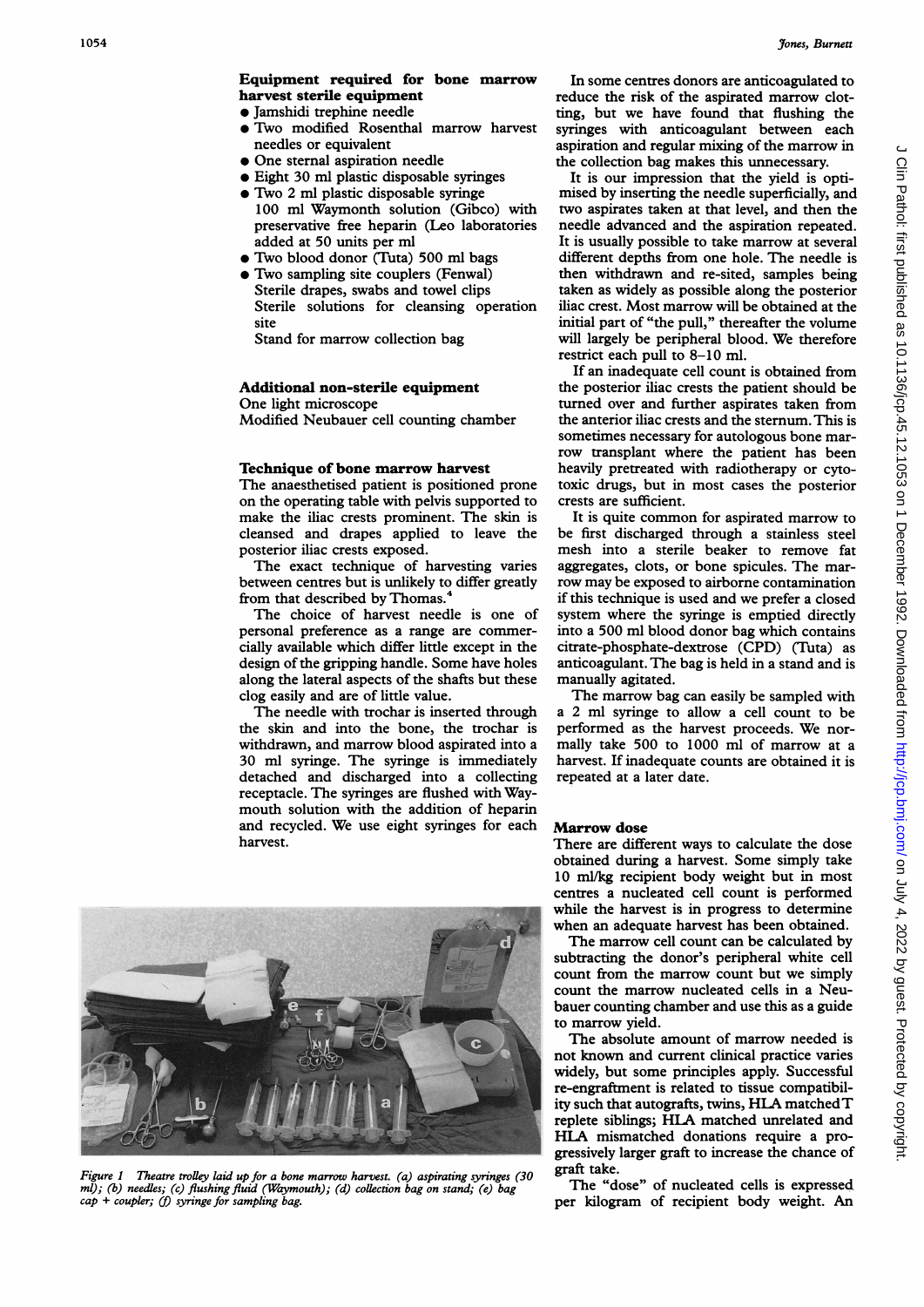## Equipment required for bone marrow harvest sterile equipment

- Jamshidi trephine needle
- Two modified Rosenthal marrow harvest needles or equivalent
- One sternal aspiration needle
- Eight 30 ml plastic disposable syringes
- Two 2 ml plastic disposable syringe
  100 ml Waymonth solution (Gibco) with preservative free heparin (Leo laboratories added at 50 units per ml
- Two blood donor (Tuta) 500 ml bags
- Two sampling site couplers (Fenwal)
  Sterile drapes, swabs and towel clips
  Sterile solutions for cleansing operation site
  Stand for marrow collection bag

## Additional non-sterile equipment

One light microscope
Modified Neubauer cell counting chamber

## Technique of bone marrow harvest

The anaesthetised patient is positioned prone on the operating table with pelvis supported to make the iliac crests prominent. The skin is cleansed and drapes applied to leave the posterior iliac crests exposed.

The exact technique of harvesting varies between centres but is unlikely to differ greatly from that described by Thomas.[4]

The choice of harvest needle is one of personal preference as a range are commercially available which differ little except in the design of the gripping handle. Some have holes along the lateral aspects of the shafts but these clog easily and are of little value.

The needle with trochar is inserted through the skin and into the bone, the trochar is withdrawn, and marrow blood aspirated into a 30 ml syringe. The syringe is immediately detached and discharged into a collecting receptacle. The syringes are flushed with Waymouth solution with the addition of heparin and recycled. We use eight syringes for each harvest.

Figure 1 Theatre trolley laid up for a bone marrow harvest. (a) aspirating syringes (30 ml); (b) needles; (c) flushing fluid (Waymouth); (d) collection bag on stand; (e) bag cap + coupler; (f) syringe for sampling bag.

In some centres donors are anticoagulated to reduce the risk of the aspirated marrow clotting, but we have found that flushing the syringes with anticoagulant between each aspiration and regular mixing of the marrow in the collection bag makes this unnecessary.

It is our impression that the yield is optimised by inserting the needle superficially, and two aspirates taken at that level, and then the needle advanced and the aspiration repeated. It is usually possible to take marrow at several different depths from one hole. The needle is then withdrawn and re-sited, samples being taken as widely as possible along the posterior iliac crest. Most marrow will be obtained at the initial part of "the pull," thereafter the volume will largely be peripheral blood. We therefore restrict each pull to 8–10 ml.

If an inadequate cell count is obtained from the posterior iliac crests the patient should be turned over and further aspirates taken from the anterior iliac crests and the sternum. This is sometimes necessary for autologous bone marrow transplant where the patient has been heavily pretreated with radiotherapy or cytotoxic drugs, but in most cases the posterior crests are sufficient.

It is quite common for aspirated marrow to be first discharged through a stainless steel mesh into a sterile beaker to remove fat aggregates, clots, or bone spicules. The marrow may be exposed to airborne contamination if this technique is used and we prefer a closed system where the syringe is emptied directly into a 500 ml blood donor bag which contains citrate-phosphate-dextrose (CPD) (Tuta) as anticoagulant. The bag is held in a stand and is manually agitated.

The marrow bag can easily be sampled with a 2 ml syringe to allow a cell count to be performed as the harvest proceeds. We normally take 500 to 1000 ml of marrow at a harvest. If inadequate counts are obtained it is repeated at a later date.

## Marrow dose

There are different ways to calculate the dose obtained during a harvest. Some simply take 10 ml/kg recipient body weight but in most centres a nucleated cell count is performed while the harvest is in progress to determine when an adequate harvest has been obtained.

The marrow cell count can be calculated by subtracting the donor's peripheral white cell count from the marrow count but we simply count the marrow nucleated cells in a Neubauer counting chamber and use this as a guide to marrow yield.

The absolute amount of marrow needed is not known and current clinical practice varies widely, but some principles apply. Successful re-engraftment is related to tissue compatibility such that autografts, twins, HLA matched T replete siblings; HLA matched unrelated and HLA mismatched donations require a progressively larger graft to increase the chance of graft take.

The "dose" of nucleated cells is expressed per kilogram of recipient body weight. An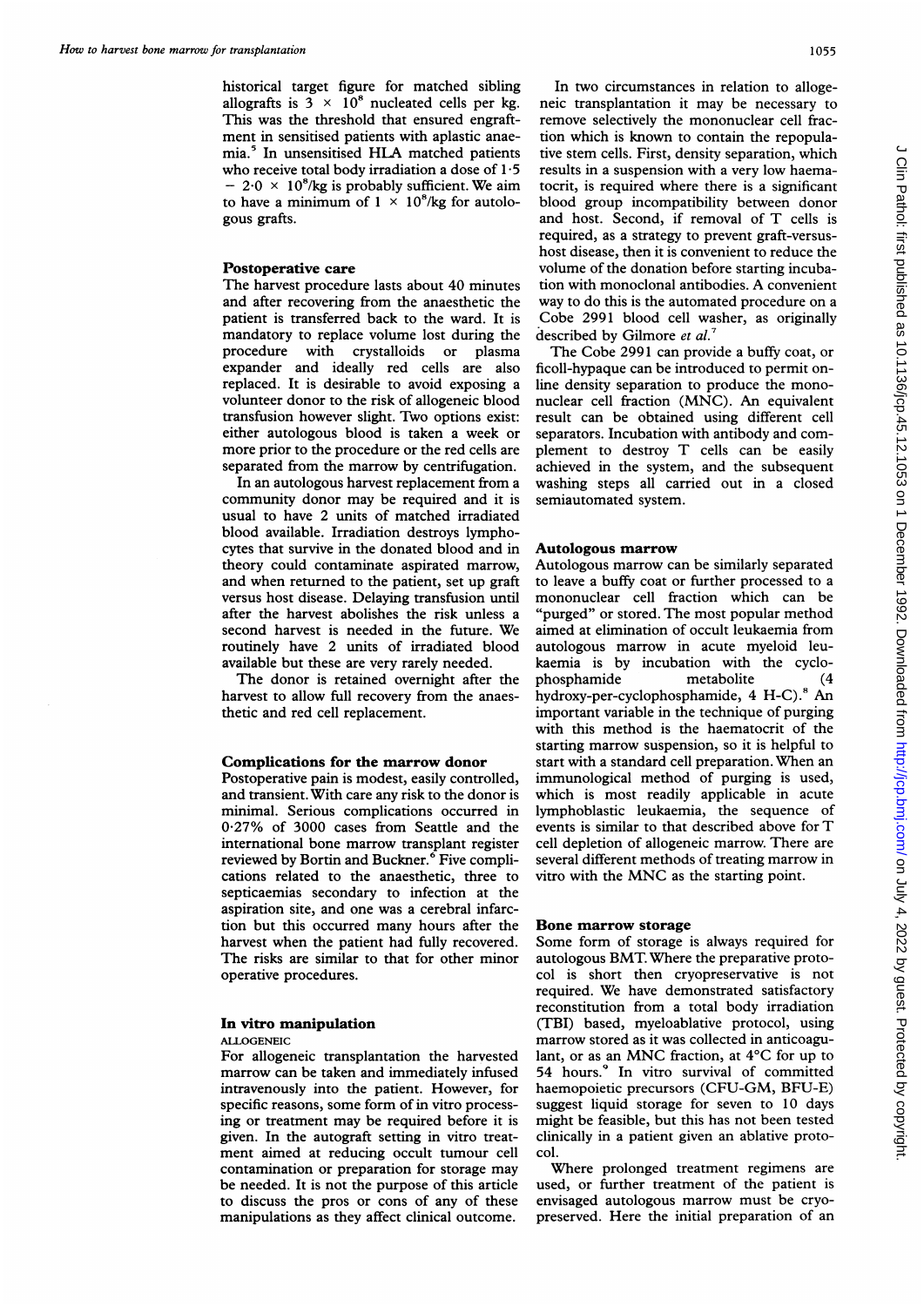historical target figure for matched sibling allografts is $3 \times 10^8$ nucleated cells per kg. This was the threshold that ensured engraftment in sensitised patients with aplastic anaemia.[5] In unsensitised HLA matched patients who receive total body irradiation a dose of $1{\cdot}5 - 2{\cdot}0 \times 10^8$/kg is probably sufficient. We aim to have a minimum of $1 \times 10^8$/kg for autologous grafts.

## Postoperative care

The harvest procedure lasts about 40 minutes and after recovering from the anaesthetic the patient is transferred back to the ward. It is mandatory to replace volume lost during the procedure with crystalloids or plasma expander and ideally red cells are also replaced. It is desirable to avoid exposing a volunteer donor to the risk of allogeneic blood transfusion however slight. Two options exist: either autologous blood is taken a week or more prior to the procedure or the red cells are separated from the marrow by centrifugation.

In an autologous harvest replacement from a community donor may be required and it is usual to have 2 units of matched irradiated blood available. Irradiation destroys lymphocytes that survive in the donated blood and in theory could contaminate aspirated marrow, and when returned to the patient, set up graft versus host disease. Delaying transfusion until after the harvest abolishes the risk unless a second harvest is needed in the future. We routinely have 2 units of irradiated blood available but these are very rarely needed.

The donor is retained overnight after the harvest to allow full recovery from the anaesthetic and red cell replacement.

## Complications for the marrow donor

Postoperative pain is modest, easily controlled, and transient. With care any risk to the donor is minimal. Serious complications occurred in 0·27% of 3000 cases from Seattle and the international bone marrow transplant register reviewed by Bortin and Buckner.[6] Five complications related to the anaesthetic, three to septicaemias secondary to infection at the aspiration site, and one was a cerebral infarction but this occurred many hours after the harvest when the patient had fully recovered. The risks are similar to that for other minor operative procedures.

## In vitro manipulation

### ALLOGENEIC

For allogeneic transplantation the harvested marrow can be taken and immediately infused intravenously into the patient. However, for specific reasons, some form of in vitro processing or treatment may be required before it is given. In the autograft setting in vitro treatment aimed at reducing occult tumour cell contamination or preparation for storage may be needed. It is not the purpose of this article to discuss the pros or cons of any of these manipulations as they affect clinical outcome.

In two circumstances in relation to allogeneic transplantation it may be necessary to remove selectively the mononuclear cell fraction which is known to contain the repopulative stem cells. First, density separation, which results in a suspension with a very low haematocrit, is required where there is a significant blood group incompatibility between donor and host. Second, if removal of T cells is required, as a strategy to prevent graft-versus-host disease, then it is convenient to reduce the volume of the donation before starting incubation with monoclonal antibodies. A convenient way to do this is the automated procedure on a Cobe 2991 blood cell washer, as originally described by Gilmore *et al*.[7]

The Cobe 2991 can provide a buffy coat, or ficoll-hypaque can be introduced to permit on-line density separation to produce the mononuclear cell fraction (MNC). An equivalent result can be obtained using different cell separators. Incubation with antibody and complement to destroy T cells can be easily achieved in the system, and the subsequent washing steps all carried out in a closed semiautomated system.

## Autologous marrow

Autologous marrow can be similarly separated to leave a buffy coat or further processed to a mononuclear cell fraction which can be "purged" or stored. The most popular method aimed at elimination of occult leukaemia from autologous marrow in acute myeloid leukaemia is by incubation with the cyclophosphamide metabolite (4 hydroxy-per-cyclophosphamide, 4 H-C).[8] An important variable in the technique of purging with this method is the haematocrit of the starting marrow suspension, so it is helpful to start with a standard cell preparation. When an immunological method of purging is used, which is most readily applicable in acute lymphoblastic leukaemia, the sequence of events is similar to that described above for T cell depletion of allogeneic marrow. There are several different methods of treating marrow in vitro with the MNC as the starting point.

## Bone marrow storage

Some form of storage is always required for autologous BMT. Where the preparative protocol is short then cryopreservative is not required. We have demonstrated satisfactory reconstitution from a total body irradiation (TBI) based, myeloablative protocol, using marrow stored as it was collected in anticoagulant, or as an MNC fraction, at 4°C for up to 54 hours.[9] In vitro survival of committed haemopoietic precursors (CFU-GM, BFU-E) suggest liquid storage for seven to 10 days might be feasible, but this has not been tested clinically in a patient given an ablative protocol.

Where prolonged treatment regimens are used, or further treatment of the patient is envisaged autologous marrow must be cryopreserved. Here the initial preparation of an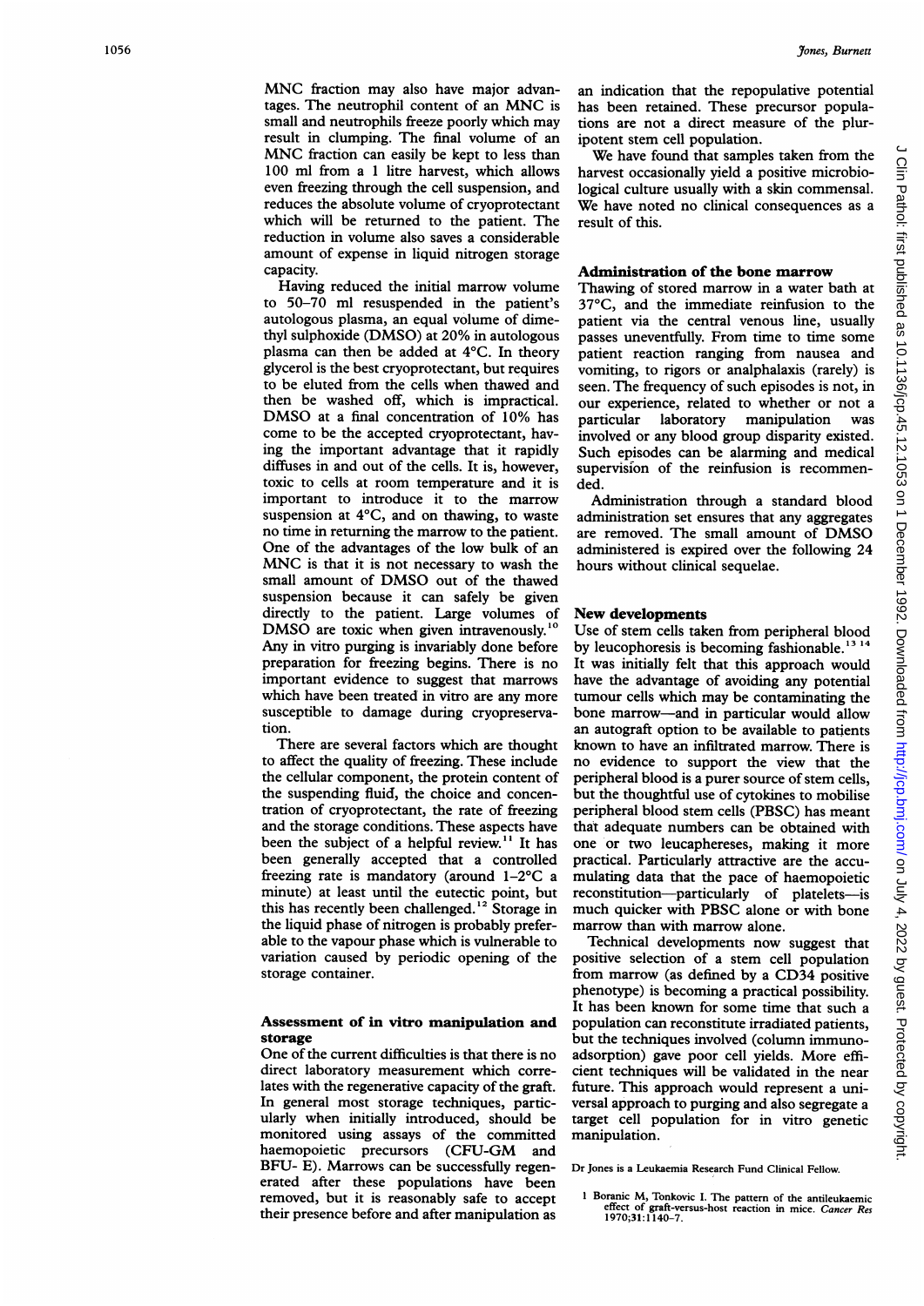MNC fraction may also have major advantages. The neutrophil content of an MNC is small and neutrophils freeze poorly which may result in clumping. The final volume of an MNC fraction can easily be kept to less than 100 ml from a 1 litre harvest, which allows even freezing through the cell suspension, and reduces the absolute volume of cryoprotectant which will be returned to the patient. The reduction in volume also saves a considerable amount of expense in liquid nitrogen storage capacity.

Having reduced the initial marrow volume to 50–70 ml resuspended in the patient's autologous plasma, an equal volume of dimethyl sulphoxide (DMSO) at 20% in autologous plasma can then be added at 4°C. In theory glycerol is the best cryoprotectant, but requires to be eluted from the cells when thawed and then be washed off, which is impractical. DMSO at a final concentration of 10% has come to be the accepted cryoprotectant, having the important advantage that it rapidly diffuses in and out of the cells. It is, however, toxic to cells at room temperature and it is important to introduce it to the marrow suspension at 4°C, and on thawing, to waste no time in returning the marrow to the patient. One of the advantages of the low bulk of an MNC is that it is not necessary to wash the small amount of DMSO out of the thawed suspension because it can safely be given directly to the patient. Large volumes of DMSO are toxic when given intravenously.[10] Any in vitro purging is invariably done before preparation for freezing begins. There is no important evidence to suggest that marrows which have been treated in vitro are any more susceptible to damage during cryopreservation.

There are several factors which are thought to affect the quality of freezing. These include the cellular component, the protein content of the suspending fluid, the choice and concentration of cryoprotectant, the rate of freezing and the storage conditions. These aspects have been the subject of a helpful review.[11] It has been generally accepted that a controlled freezing rate is mandatory (around 1–2°C a minute) at least until the eutectic point, but this has recently been challenged.[12] Storage in the liquid phase of nitrogen is probably preferable to the vapour phase which is vulnerable to variation caused by periodic opening of the storage container.

### Assessment of in vitro manipulation and storage

One of the current difficulties is that there is no direct laboratory measurement which correlates with the regenerative capacity of the graft. In general most storage techniques, particularly when initially introduced, should be monitored using assays of the committed haemopoietic precursors (CFU-GM and BFU- E). Marrows can be successfully regenerated after these populations have been removed, but it is reasonably safe to accept their presence before and after manipulation as an indication that the repopulative potential has been retained. These precursor populations are not a direct measure of the pluripotent stem cell population.

We have found that samples taken from the harvest occasionally yield a positive microbiological culture usually with a skin commensal. We have noted no clinical consequences as a result of this.

### Administration of the bone marrow

Thawing of stored marrow in a water bath at 37°C, and the immediate reinfusion to the patient via the central venous line, usually passes uneventfully. From time to time some patient reaction ranging from nausea and vomiting, to rigors or analphalaxis (rarely) is seen. The frequency of such episodes is not, in our experience, related to whether or not a particular laboratory manipulation was involved or any blood group disparity existed. Such episodes can be alarming and medical supervision of the reinfusion is recommended.

Administration through a standard blood administration set ensures that any aggregates are removed. The small amount of DMSO administered is expired over the following 24 hours without clinical sequelae.

### New developments

Use of stem cells taken from peripheral blood by leucophoresis is becoming fashionable.[13,14] It was initially felt that this approach would have the advantage of avoiding any potential tumour cells which may be contaminating the bone marrow—and in particular would allow an autograft option to be available to patients known to have an infiltrated marrow. There is no evidence to support the view that the peripheral blood is a purer source of stem cells, but the thoughtful use of cytokines to mobilise peripheral blood stem cells (PBSC) has meant that adequate numbers can be obtained with one or two leucaphereses, making it more practical. Particularly attractive are the accumulating data that the pace of haemopoietic reconstitution—particularly of platelets—is much quicker with PBSC alone or with bone marrow than with marrow alone.

Technical developments now suggest that positive selection of a stem cell population from marrow (as defined by a CD34 positive phenotype) is becoming a practical possibility. It has been known for some time that such a population can reconstitute irradiated patients, but the techniques involved (column immunoadsorption) gave poor cell yields. More efficient techniques will be validated in the near future. This approach would represent a universal approach to purging and also segregate a target cell population for in vitro genetic manipulation.

Dr Jones is a Leukaemia Research Fund Clinical Fellow.

1 Boranic M, Tonkovic I. The pattern of the antileukaemic effect of graft-versus-host reaction in mice. *Cancer Res* 1970;31:1140–7.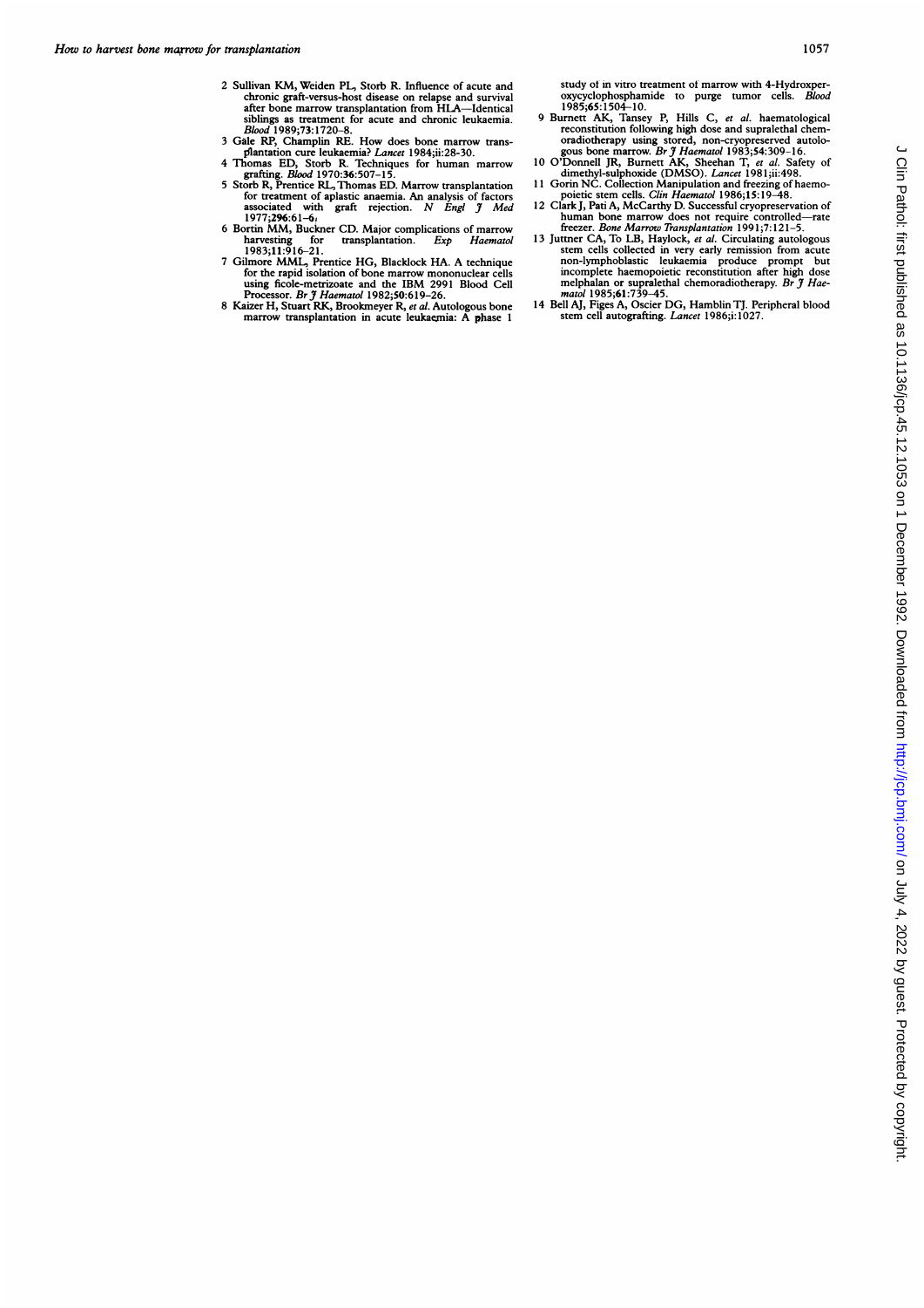2 Sullivan KM, Weiden PL, Storb R. Influence of acute and chronic graft-versus-host disease on relapse and survival after bone marrow transplantation from HLA—Identical siblings as treatment for acute and chronic leukaemia. *Blood* 1989;**73**:1720–8.
3 Gale RP, Champlin RE. How does bone marrow transplantation cure leukaemia? *Lancet* 1984;ii:28-30.
4 Thomas ED, Storb R. Techniques for human marrow grafting. *Blood* 1970:**36**:507–15.
5 Storb R, Prentice RL, Thomas ED. Marrow transplantation for treatment of aplastic anaemia. An analysis of factors associated with graft rejection. *N Engl J Med* 1977;**296**:61–6.
6 Bortin MM, Buckner CD. Major complications of marrow harvesting for transplantation. *Exp Haematol* 1983;**11**:916–21.
7 Gilmore MML, Prentice HG, Blacklock HA. A technique for the rapid isolation of bone marrow mononuclear cells using ficole-metrizoate and the IBM 2991 Blood Cell Processor. *Br J Haematol* 1982;**50**:619–26.
8 Kaizer H, Stuart RK, Brookmeyer R, *et al.* Autologous bone marrow transplantation in acute leukaemia: A phase 1 study of in vitro treatment of marrow with 4-Hydroxperoxycyclophosphamide to purge tumor cells. *Blood* 1985;**65**:1504–10.
9 Burnett AK, Tansey P, Hills C, *et al.* haematological reconstitution following high dose and supralethal chemoradiotherapy using stored, non-cryopreserved autologous bone marrow. *Br J Haematol* 1983;**54**:309–16.
10 O'Donnell JR, Burnett AK, Sheehan T, *et al.* Safety of dimethyl-sulphoxide (DMSO). *Lancet* 1981;ii:498.
11 Gorin NC. Collection Manipulation and freezing of haemopoietic stem cells. *Clin Haematol* 1986;**15**:19–48.
12 Clark J, Pati A, McCarthy D. Successful cryopreservation of human bone marrow does not require controlled—rate freezer. *Bone Marrow Transplantation* 1991;**7**:121–5.
13 Juttner CA, To LB, Haylock, *et al.* Circulating autologous stem cells collected in very early remission from acute non-lymphoblastic leukaemia produce prompt but incomplete haemopoietic reconstitution after high dose melphalan or supralethal chemoradiotherapy. *Br J Haematol* 1985;**61**:739–45.
14 Bell AJ, Figes A, Oscier DG, Hamblin TJ. Peripheral blood stem cell autografting. *Lancet* 1986;i:1027.